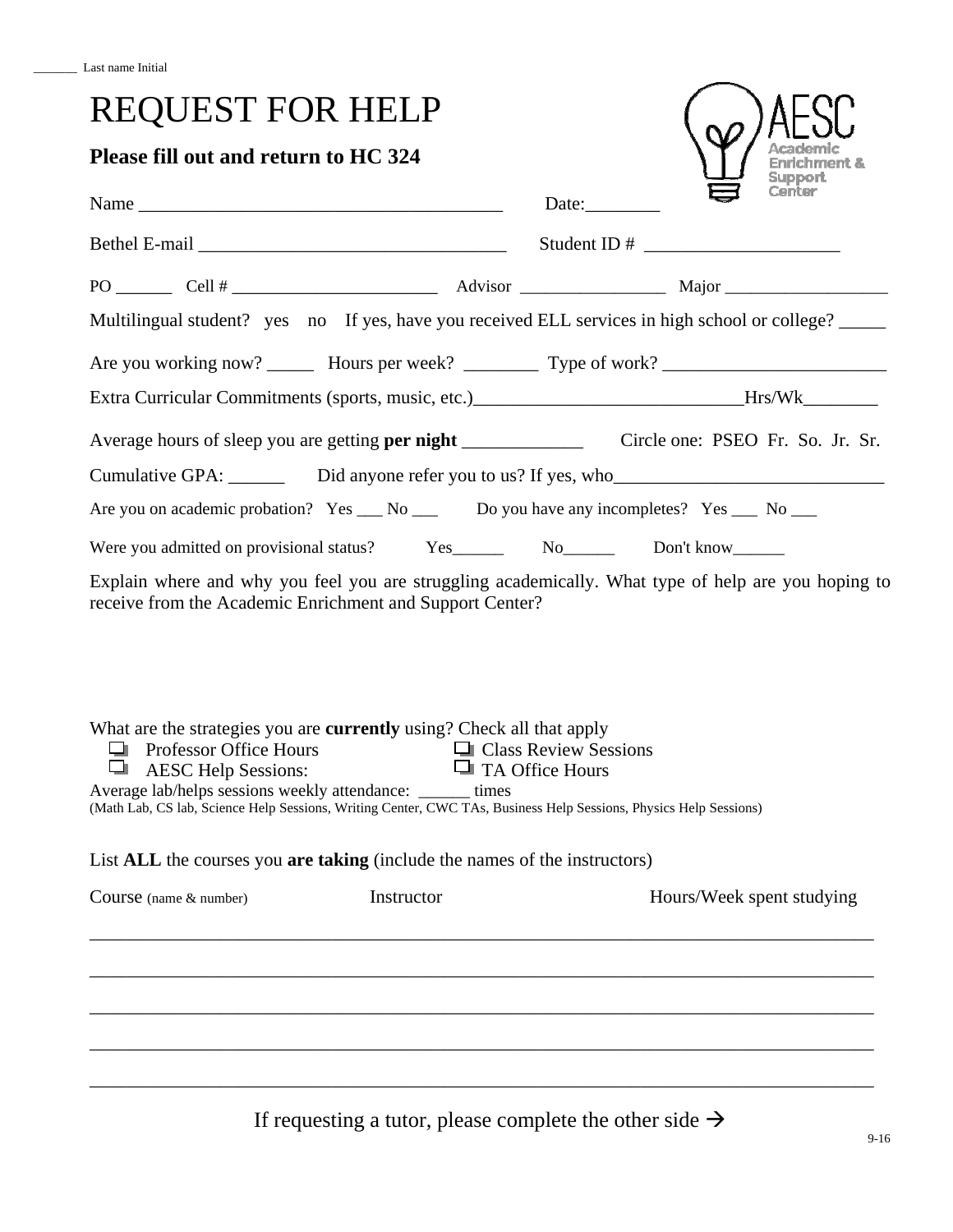_______ Last name Initial

# REQUEST FOR HELP

**Please fill out and return to HC 324**

AESC
Academic Enrichment & Support Center

Name _______________________________________ Date:________

Bethel E-mail _________________________________ Student ID # _____________________

PO ______ Cell # _______________________ Advisor _________________ Major ___________________

Multilingual student? yes no If yes, have you received ELL services in high school or college? _____

Are you working now? _____ Hours per week? ________ Type of work? ________________________

Extra Curricular Commitments (sports, music, etc.)_____________________________Hrs/Wk________

Average hours of sleep you are getting **per night** _____________ Circle one: PSEO Fr. So. Jr. Sr.

Cumulative GPA: ______ Did anyone refer you to us? If yes, who_____________________________

Are you on academic probation? Yes ___ No ___ Do you have any incompletes? Yes ___ No ___

Were you admitted on provisional status? Yes______ No______ Don't know______

Explain where and why you feel you are struggling academically. What type of help are you hoping to receive from the Academic Enrichment and Support Center?

What are the strategies you are **currently** using? Check all that apply

- ☐ Professor Office Hours
- ☐ Class Review Sessions
- ☐ AESC Help Sessions:
- ☐ TA Office Hours

Average lab/helps sessions weekly attendance: ______ times
(Math Lab, CS lab, Science Help Sessions, Writing Center, CWC TAs, Business Help Sessions, Physics Help Sessions)

List **ALL** the courses you **are taking** (include the names of the instructors)

| Course (name & number) | Instructor | Hours/Week spent studying |
|---|---|---|
| | | |
| | | |
| | | |
| | | |
| | | |

If requesting a tutor, please complete the other side →

9-16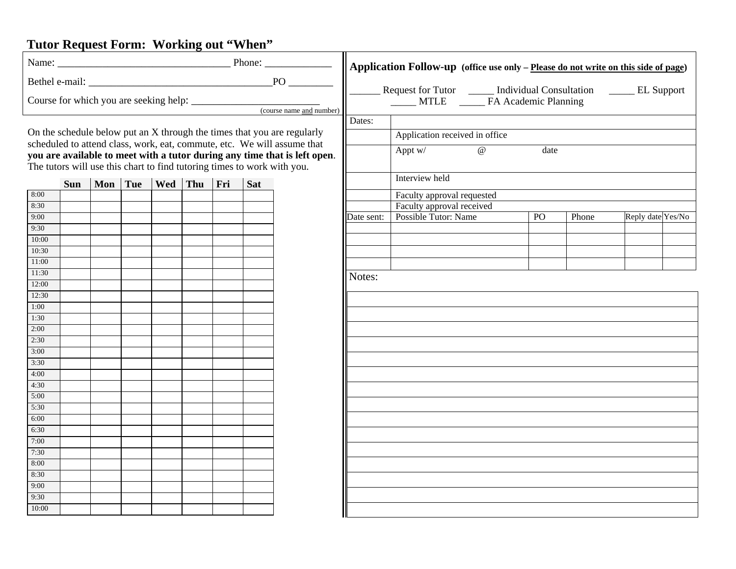# Tutor Request Form: Working out "When"

Name: ________________________________ Phone: ____________

Bethel e-mail: __________________________________PO ________

Course for which you are seeking help: ________________________
(course name and number)

On the schedule below put an X through the times that you are regularly scheduled to attend class, work, eat, commute, etc. We will assume that **you are available to meet with a tutor during any time that is left open**. The tutors will use this chart to find tutoring times to work with you.

| | Sun | Mon | Tue | Wed | Thu | Fri | Sat |
|---|---|---|---|---|---|---|---|
| 8:00 | | | | | | | |
| 8:30 | | | | | | | |
| 9:00 | | | | | | | |
| 9:30 | | | | | | | |
| 10:00 | | | | | | | |
| 10:30 | | | | | | | |
| 11:00 | | | | | | | |
| 11:30 | | | | | | | |
| 12:00 | | | | | | | |
| 12:30 | | | | | | | |
| 1:00 | | | | | | | |
| 1:30 | | | | | | | |
| 2:00 | | | | | | | |
| 2:30 | | | | | | | |
| 3:00 | | | | | | | |
| 3:30 | | | | | | | |
| 4:00 | | | | | | | |
| 4:30 | | | | | | | |
| 5:00 | | | | | | | |
| 5:30 | | | | | | | |
| 6:00 | | | | | | | |
| 6:30 | | | | | | | |
| 7:00 | | | | | | | |
| 7:30 | | | | | | | |
| 8:00 | | | | | | | |
| 8:30 | | | | | | | |
| 9:00 | | | | | | | |
| 9:30 | | | | | | | |
| 10:00 | | | | | | | |

## Application Follow-up (office use only – Please do not write on this side of page)

______ Request for Tutor _____ Individual Consultation _____ EL Support
_____ MTLE _____ FA Academic Planning

| Dates: | | | | | |
|---|---|---|---|---|---|
| | Application received in office | | | | |
| | Appt w/ @ date | | | | |
| | Interview held | | | | |
| | Faculty approval requested | | | | |
| | Faculty approval received | | | | |
| Date sent: | Possible Tutor: Name | PO | Phone | Reply date | Yes/No |
| | | | | | |
| | | | | | |
| | | | | | |
| | | | | | |

Notes:

| |
|---|
| |
| |
| |
| |
| |
| |
| |
| |
| |
| |
| |
| |
| |
| |
| |